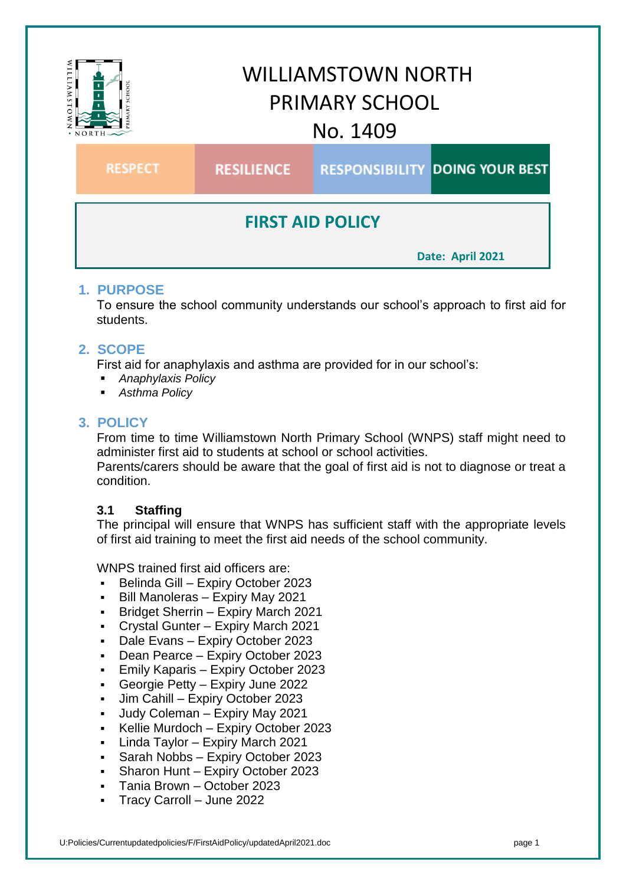# WILLIAMSTOWN NORTH PRIMARY SCHOOL No. 1409

RESPECT | RESILIENCE | RESPONSIBILITY | DOING YOUR BEST

## FIRST AID POLICY

**Date: April 2021**

## 1. PURPOSE

To ensure the school community understands our school's approach to first aid for students.

## 2. SCOPE

First aid for anaphylaxis and asthma are provided for in our school's:

- *Anaphylaxis Policy*
- *Asthma Policy*

## 3. POLICY

From time to time Williamstown North Primary School (WNPS) staff might need to administer first aid to students at school or school activities.

Parents/carers should be aware that the goal of first aid is not to diagnose or treat a condition.

### 3.1 Staffing

The principal will ensure that WNPS has sufficient staff with the appropriate levels of first aid training to meet the first aid needs of the school community.

WNPS trained first aid officers are:

- Belinda Gill – Expiry October 2023
- Bill Manoleras – Expiry May 2021
- Bridget Sherrin – Expiry March 2021
- Crystal Gunter – Expiry March 2021
- Dale Evans – Expiry October 2023
- Dean Pearce – Expiry October 2023
- Emily Kaparis – Expiry October 2023
- Georgie Petty – Expiry June 2022
- Jim Cahill – Expiry October 2023
- Judy Coleman – Expiry May 2021
- Kellie Murdoch – Expiry October 2023
- Linda Taylor – Expiry March 2021
- Sarah Nobbs – Expiry October 2023
- Sharon Hunt – Expiry October 2023
- Tania Brown – October 2023
- Tracy Carroll – June 2022

U:Policies/Currentupdatedpolicies/F/FirstAidPolicy/updatedApril2021.doc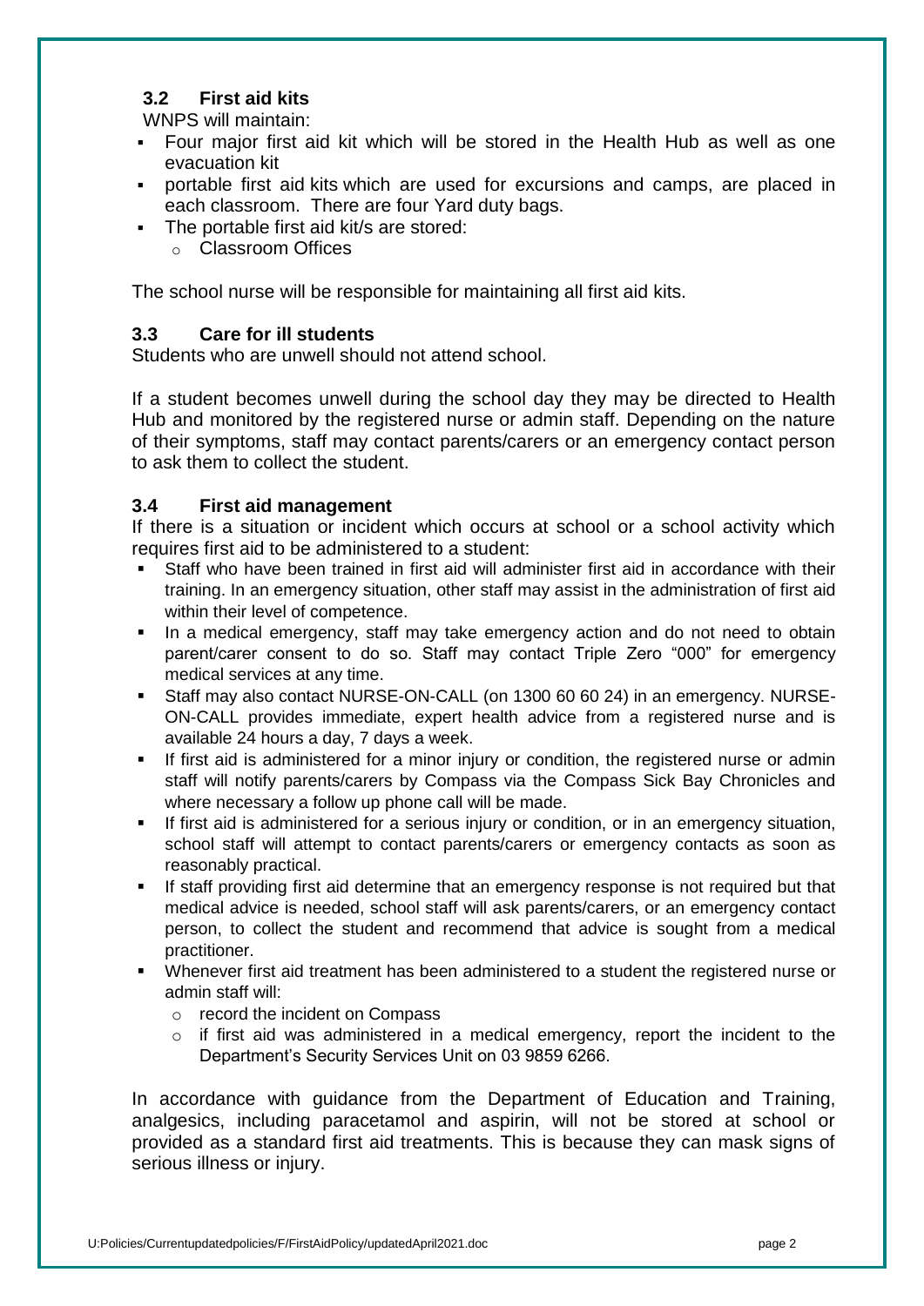### 3.2 First aid kits

WNPS will maintain:

- Four major first aid kit which will be stored in the Health Hub as well as one evacuation kit
- portable first aid kits which are used for excursions and camps, are placed in each classroom. There are four Yard duty bags.
- The portable first aid kit/s are stored:
  - Classroom Offices

The school nurse will be responsible for maintaining all first aid kits.

### 3.3 Care for ill students

Students who are unwell should not attend school.

If a student becomes unwell during the school day they may be directed to Health Hub and monitored by the registered nurse or admin staff. Depending on the nature of their symptoms, staff may contact parents/carers or an emergency contact person to ask them to collect the student.

### 3.4 First aid management

If there is a situation or incident which occurs at school or a school activity which requires first aid to be administered to a student:

- Staff who have been trained in first aid will administer first aid in accordance with their training. In an emergency situation, other staff may assist in the administration of first aid within their level of competence.
- In a medical emergency, staff may take emergency action and do not need to obtain parent/carer consent to do so. Staff may contact Triple Zero "000" for emergency medical services at any time.
- Staff may also contact NURSE-ON-CALL (on 1300 60 60 24) in an emergency. NURSE-ON-CALL provides immediate, expert health advice from a registered nurse and is available 24 hours a day, 7 days a week.
- If first aid is administered for a minor injury or condition, the registered nurse or admin staff will notify parents/carers by Compass via the Compass Sick Bay Chronicles and where necessary a follow up phone call will be made.
- If first aid is administered for a serious injury or condition, or in an emergency situation, school staff will attempt to contact parents/carers or emergency contacts as soon as reasonably practical.
- If staff providing first aid determine that an emergency response is not required but that medical advice is needed, school staff will ask parents/carers, or an emergency contact person, to collect the student and recommend that advice is sought from a medical practitioner.
- Whenever first aid treatment has been administered to a student the registered nurse or admin staff will:
  - record the incident on Compass
  - if first aid was administered in a medical emergency, report the incident to the Department's Security Services Unit on 03 9859 6266.

In accordance with guidance from the Department of Education and Training, analgesics, including paracetamol and aspirin, will not be stored at school or provided as a standard first aid treatments. This is because they can mask signs of serious illness or injury.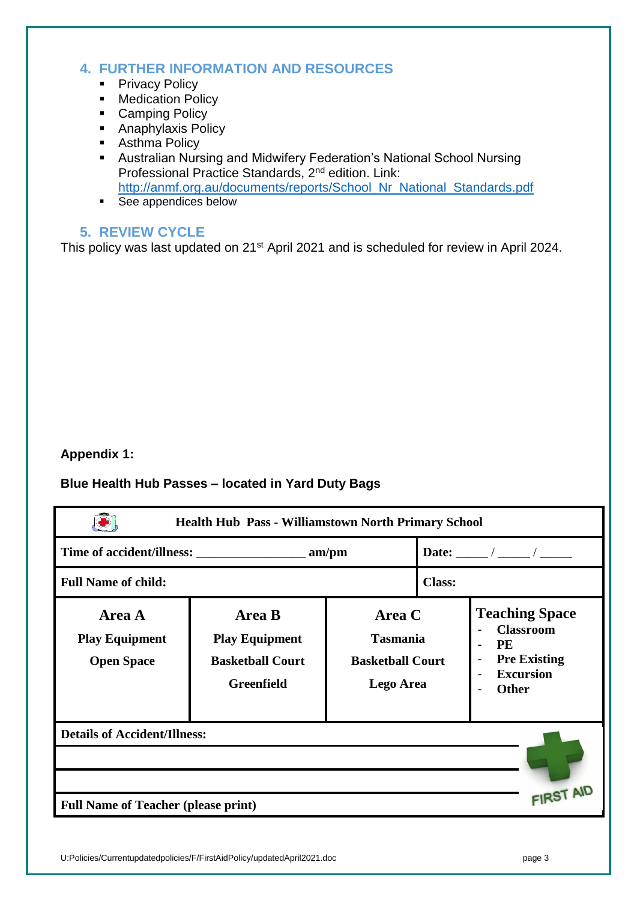## 4. FURTHER INFORMATION AND RESOURCES

- Privacy Policy
- Medication Policy
- Camping Policy
- Anaphylaxis Policy
- Asthma Policy
- Australian Nursing and Midwifery Federation's National School Nursing Professional Practice Standards, 2nd edition. Link: http://anmf.org.au/documents/reports/School_Nr_National_Standards.pdf
- See appendices below

## 5. REVIEW CYCLE

This policy was last updated on 21st April 2021 and is scheduled for review in April 2024.

**Appendix 1:**

**Blue Health Hub Passes – located in Yard Duty Bags**

| **Health Hub Pass - Williamstown North Primary School** | | | |
|---|---|---|---|
| **Time of accident/illness: ________________ am/pm** | | **Date: _____ / _____ / _____** | |
| **Full Name of child:** | | **Class:** | |
| **Area A**<br>**Play Equipment**<br>**Open Space** | **Area B**<br>**Play Equipment**<br>**Basketball Court**<br>**Greenfield** | **Area C**<br>**Tasmania**<br>**Basketball Court**<br>**Lego Area** | **Teaching Space**<br>- **Classroom**<br>- **PE**<br>- **Pre Existing**<br>- **Excursion**<br>- **Other** |
| **Details of Accident/Illness:** | | | |
| | | | |
| | | | |
| **Full Name of Teacher (please print)** | | | FIRST AID |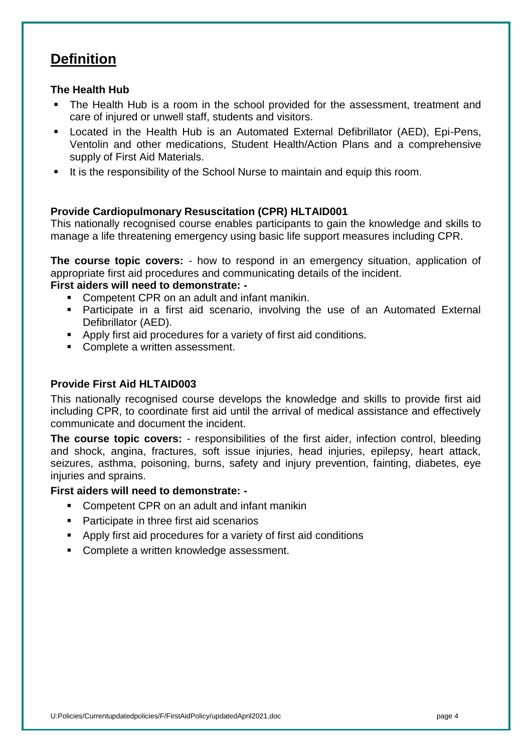## Definition

**The Health Hub**

- The Health Hub is a room in the school provided for the assessment, treatment and care of injured or unwell staff, students and visitors.
- Located in the Health Hub is an Automated External Defibrillator (AED), Epi-Pens, Ventolin and other medications, Student Health/Action Plans and a comprehensive supply of First Aid Materials.
- It is the responsibility of the School Nurse to maintain and equip this room.

**Provide Cardiopulmonary Resuscitation (CPR) HLTAID001**

This nationally recognised course enables participants to gain the knowledge and skills to manage a life threatening emergency using basic life support measures including CPR.

**The course topic covers:** - how to respond in an emergency situation, application of appropriate first aid procedures and communicating details of the incident.

**First aiders will need to demonstrate: -**

- Competent CPR on an adult and infant manikin.
- Participate in a first aid scenario, involving the use of an Automated External Defibrillator (AED).
- Apply first aid procedures for a variety of first aid conditions.
- Complete a written assessment.

**Provide First Aid HLTAID003**

This nationally recognised course develops the knowledge and skills to provide first aid including CPR, to coordinate first aid until the arrival of medical assistance and effectively communicate and document the incident.

**The course topic covers:** - responsibilities of the first aider, infection control, bleeding and shock, angina, fractures, soft issue injuries, head injuries, epilepsy, heart attack, seizures, asthma, poisoning, burns, safety and injury prevention, fainting, diabetes, eye injuries and sprains.

**First aiders will need to demonstrate: -**

- Competent CPR on an adult and infant manikin
- Participate in three first aid scenarios
- Apply first aid procedures for a variety of first aid conditions
- Complete a written knowledge assessment.